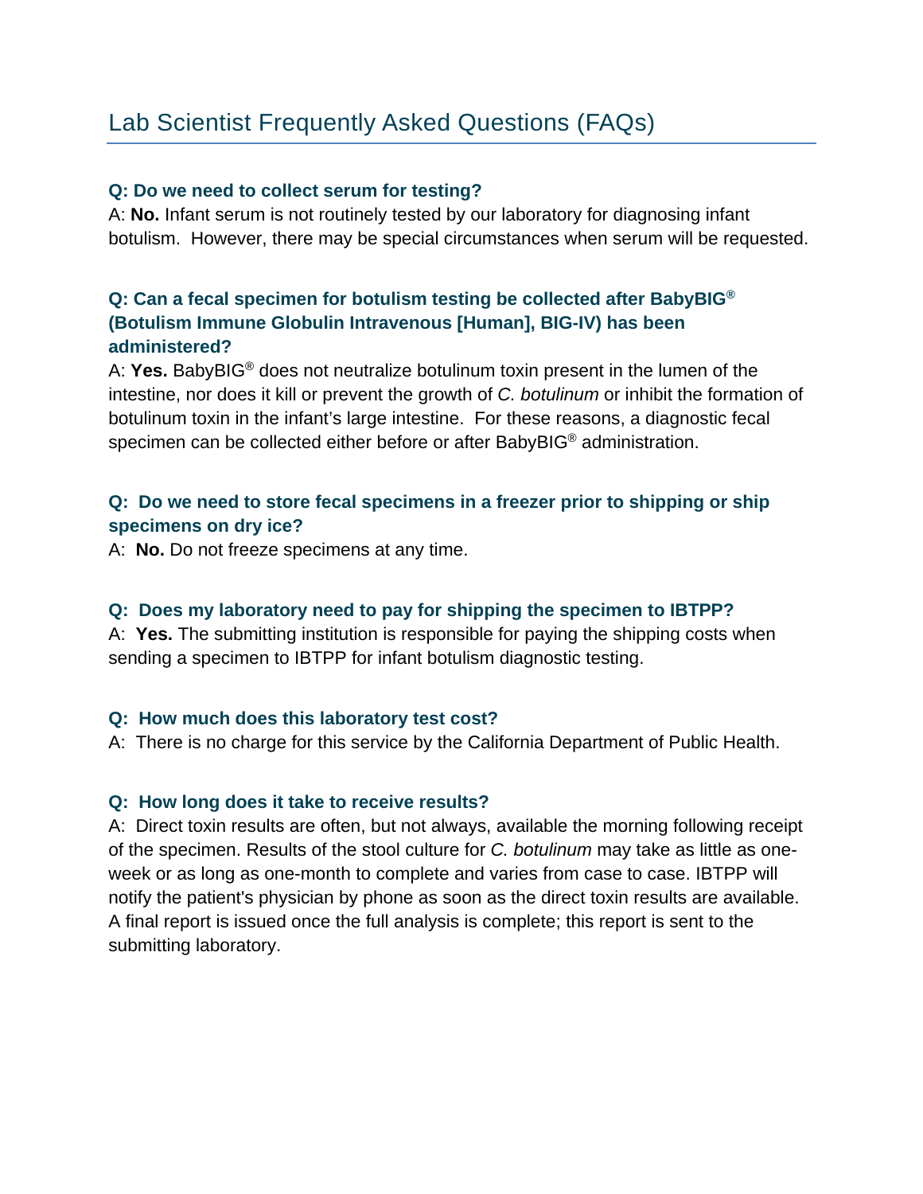# Lab Scientist Frequently Asked Questions (FAQs)

**Q: Do we need to collect serum for testing?**

A: **No.** Infant serum is not routinely tested by our laboratory for diagnosing infant botulism. However, there may be special circumstances when serum will be requested.

**Q: Can a fecal specimen for botulism testing be collected after BabyBIG® (Botulism Immune Globulin Intravenous [Human], BIG-IV) has been administered?**

A: **Yes.** BabyBIG® does not neutralize botulinum toxin present in the lumen of the intestine, nor does it kill or prevent the growth of *C. botulinum* or inhibit the formation of botulinum toxin in the infant's large intestine. For these reasons, a diagnostic fecal specimen can be collected either before or after BabyBIG® administration.

**Q: Do we need to store fecal specimens in a freezer prior to shipping or ship specimens on dry ice?**

A: **No.** Do not freeze specimens at any time.

**Q: Does my laboratory need to pay for shipping the specimen to IBTPP?**

A: **Yes.** The submitting institution is responsible for paying the shipping costs when sending a specimen to IBTPP for infant botulism diagnostic testing.

**Q: How much does this laboratory test cost?**

A: There is no charge for this service by the California Department of Public Health.

**Q: How long does it take to receive results?**

A: Direct toxin results are often, but not always, available the morning following receipt of the specimen. Results of the stool culture for *C. botulinum* may take as little as one-week or as long as one-month to complete and varies from case to case. IBTPP will notify the patient's physician by phone as soon as the direct toxin results are available. A final report is issued once the full analysis is complete; this report is sent to the submitting laboratory.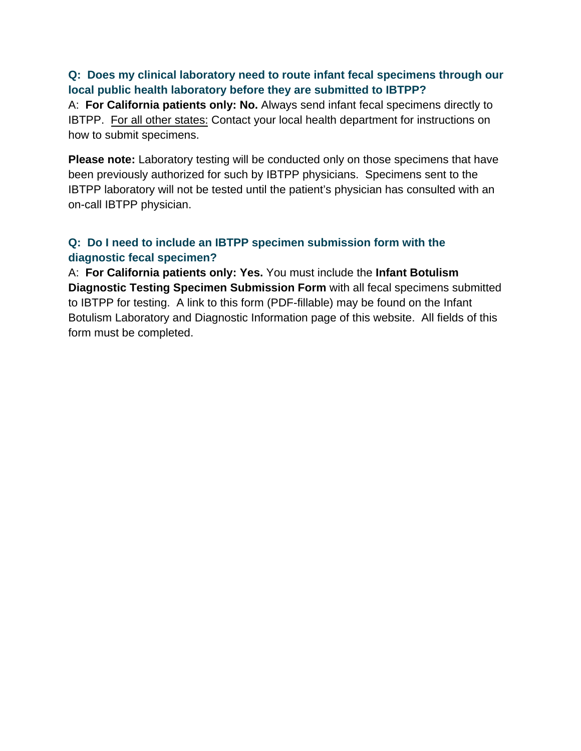**Q: Does my clinical laboratory need to route infant fecal specimens through our local public health laboratory before they are submitted to IBTPP?**

A: **For California patients only: No.** Always send infant fecal specimens directly to IBTPP. For all other states: Contact your local health department for instructions on how to submit specimens.

**Please note:** Laboratory testing will be conducted only on those specimens that have been previously authorized for such by IBTPP physicians. Specimens sent to the IBTPP laboratory will not be tested until the patient's physician has consulted with an on-call IBTPP physician.

**Q: Do I need to include an IBTPP specimen submission form with the diagnostic fecal specimen?**

A: **For California patients only: Yes.** You must include the **Infant Botulism Diagnostic Testing Specimen Submission Form** with all fecal specimens submitted to IBTPP for testing. A link to this form (PDF-fillable) may be found on the Infant Botulism Laboratory and Diagnostic Information page of this website. All fields of this form must be completed.